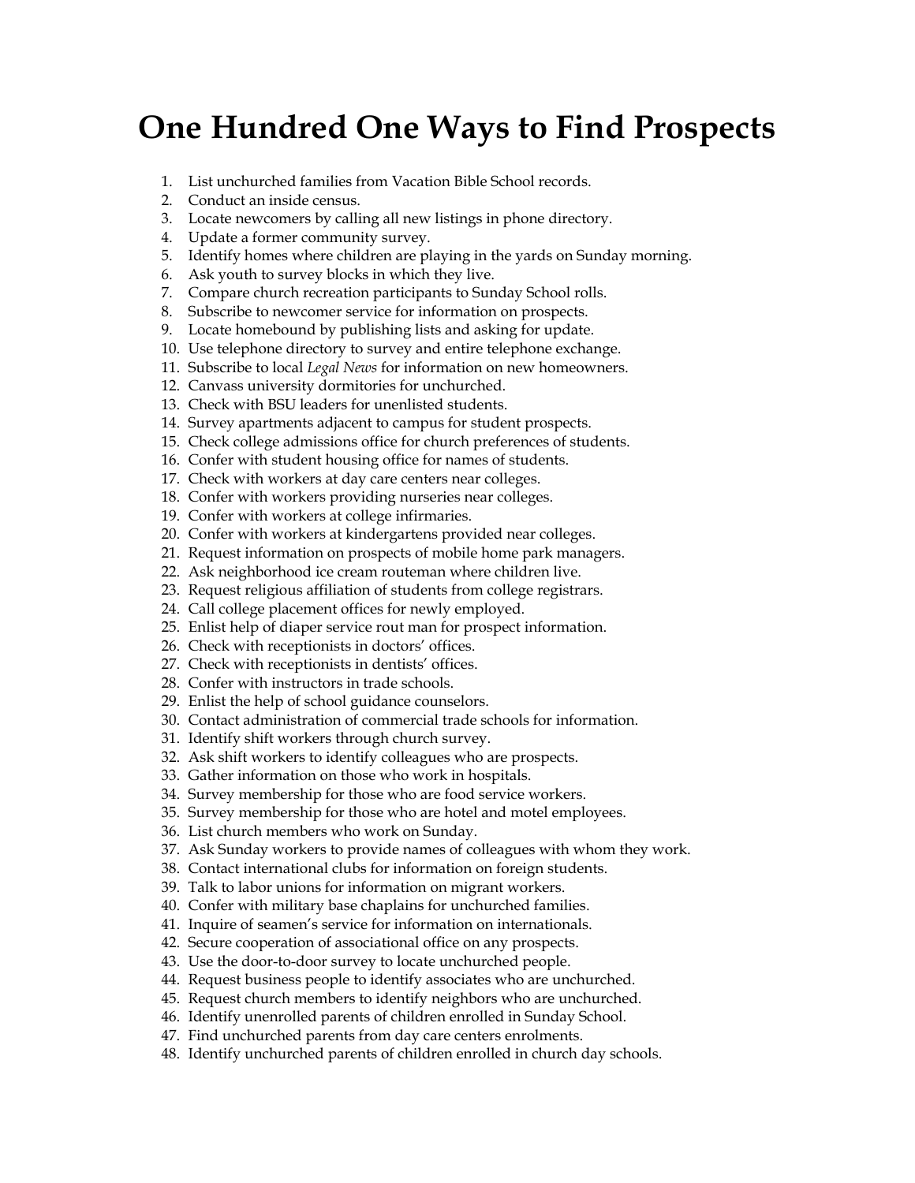# One Hundred One Ways to Find Prospects

1. List unchurched families from Vacation Bible School records.
2. Conduct an inside census.
3. Locate newcomers by calling all new listings in phone directory.
4. Update a former community survey.
5. Identify homes where children are playing in the yards on Sunday morning.
6. Ask youth to survey blocks in which they live.
7. Compare church recreation participants to Sunday School rolls.
8. Subscribe to newcomer service for information on prospects.
9. Locate homebound by publishing lists and asking for update.
10. Use telephone directory to survey and entire telephone exchange.
11. Subscribe to local *Legal News* for information on new homeowners.
12. Canvass university dormitories for unchurched.
13. Check with BSU leaders for unenlisted students.
14. Survey apartments adjacent to campus for student prospects.
15. Check college admissions office for church preferences of students.
16. Confer with student housing office for names of students.
17. Check with workers at day care centers near colleges.
18. Confer with workers providing nurseries near colleges.
19. Confer with workers at college infirmaries.
20. Confer with workers at kindergartens provided near colleges.
21. Request information on prospects of mobile home park managers.
22. Ask neighborhood ice cream routeman where children live.
23. Request religious affiliation of students from college registrars.
24. Call college placement offices for newly employed.
25. Enlist help of diaper service rout man for prospect information.
26. Check with receptionists in doctors' offices.
27. Check with receptionists in dentists' offices.
28. Confer with instructors in trade schools.
29. Enlist the help of school guidance counselors.
30. Contact administration of commercial trade schools for information.
31. Identify shift workers through church survey.
32. Ask shift workers to identify colleagues who are prospects.
33. Gather information on those who work in hospitals.
34. Survey membership for those who are food service workers.
35. Survey membership for those who are hotel and motel employees.
36. List church members who work on Sunday.
37. Ask Sunday workers to provide names of colleagues with whom they work.
38. Contact international clubs for information on foreign students.
39. Talk to labor unions for information on migrant workers.
40. Confer with military base chaplains for unchurched families.
41. Inquire of seamen's service for information on internationals.
42. Secure cooperation of associational office on any prospects.
43. Use the door-to-door survey to locate unchurched people.
44. Request business people to identify associates who are unchurched.
45. Request church members to identify neighbors who are unchurched.
46. Identify unenrolled parents of children enrolled in Sunday School.
47. Find unchurched parents from day care centers enrolments.
48. Identify unchurched parents of children enrolled in church day schools.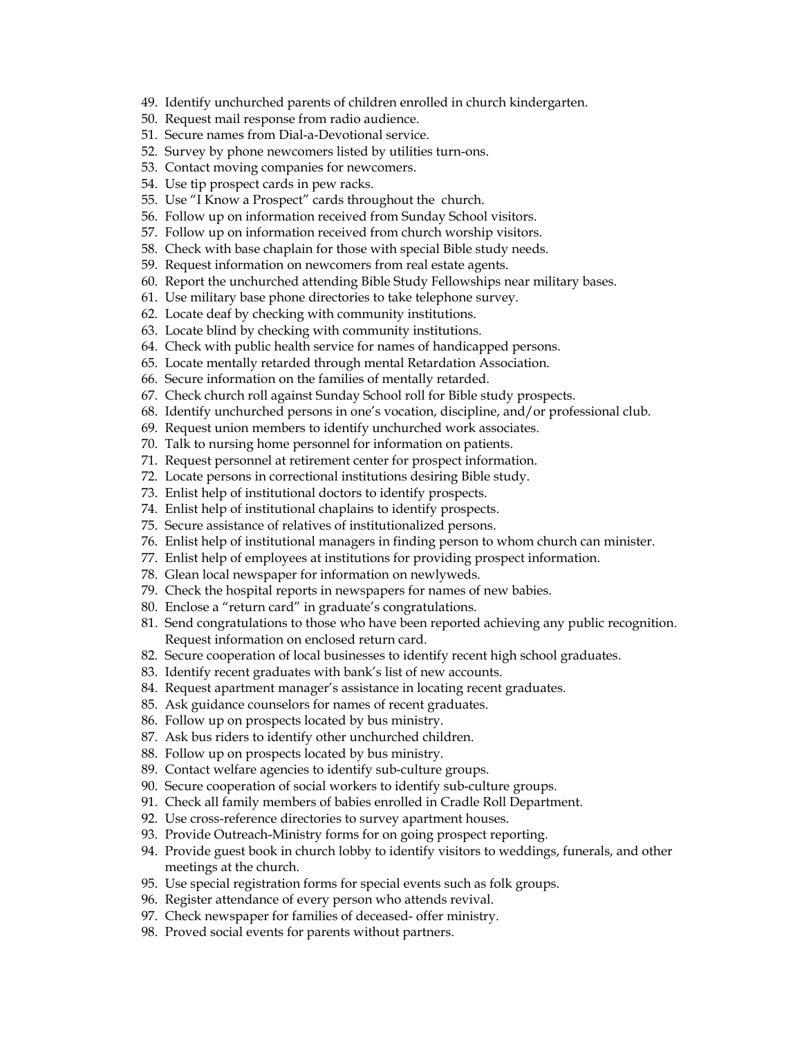49. Identify unchurched parents of children enrolled in church kindergarten.
50. Request mail response from radio audience.
51. Secure names from Dial-a-Devotional service.
52. Survey by phone newcomers listed by utilities turn-ons.
53. Contact moving companies for newcomers.
54. Use tip prospect cards in pew racks.
55. Use "I Know a Prospect" cards throughout the church.
56. Follow up on information received from Sunday School visitors.
57. Follow up on information received from church worship visitors.
58. Check with base chaplain for those with special Bible study needs.
59. Request information on newcomers from real estate agents.
60. Report the unchurched attending Bible Study Fellowships near military bases.
61. Use military base phone directories to take telephone survey.
62. Locate deaf by checking with community institutions.
63. Locate blind by checking with community institutions.
64. Check with public health service for names of handicapped persons.
65. Locate mentally retarded through mental Retardation Association.
66. Secure information on the families of mentally retarded.
67. Check church roll against Sunday School roll for Bible study prospects.
68. Identify unchurched persons in one's vocation, discipline, and/or professional club.
69. Request union members to identify unchurched work associates.
70. Talk to nursing home personnel for information on patients.
71. Request personnel at retirement center for prospect information.
72. Locate persons in correctional institutions desiring Bible study.
73. Enlist help of institutional doctors to identify prospects.
74. Enlist help of institutional chaplains to identify prospects.
75. Secure assistance of relatives of institutionalized persons.
76. Enlist help of institutional managers in finding person to whom church can minister.
77. Enlist help of employees at institutions for providing prospect information.
78. Glean local newspaper for information on newlyweds.
79. Check the hospital reports in newspapers for names of new babies.
80. Enclose a "return card" in graduate's congratulations.
81. Send congratulations to those who have been reported achieving any public recognition. Request information on enclosed return card.
82. Secure cooperation of local businesses to identify recent high school graduates.
83. Identify recent graduates with bank's list of new accounts.
84. Request apartment manager's assistance in locating recent graduates.
85. Ask guidance counselors for names of recent graduates.
86. Follow up on prospects located by bus ministry.
87. Ask bus riders to identify other unchurched children.
88. Follow up on prospects located by bus ministry.
89. Contact welfare agencies to identify sub-culture groups.
90. Secure cooperation of social workers to identify sub-culture groups.
91. Check all family members of babies enrolled in Cradle Roll Department.
92. Use cross-reference directories to survey apartment houses.
93. Provide Outreach-Ministry forms for on going prospect reporting.
94. Provide guest book in church lobby to identify visitors to weddings, funerals, and other meetings at the church.
95. Use special registration forms for special events such as folk groups.
96. Register attendance of every person who attends revival.
97. Check newspaper for families of deceased- offer ministry.
98. Proved social events for parents without partners.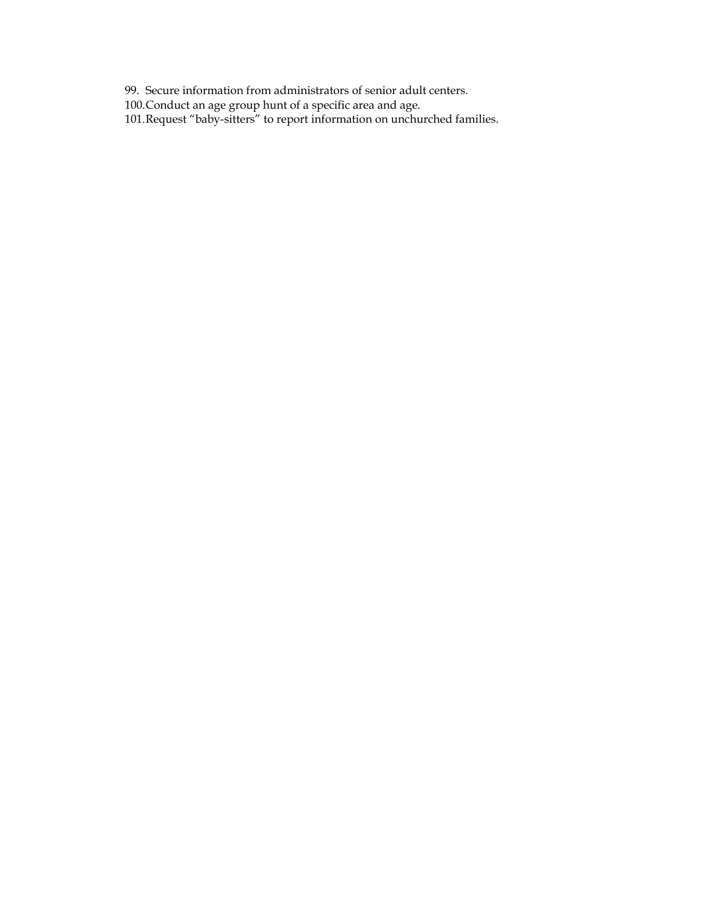99. Secure information from administrators of senior adult centers.
100. Conduct an age group hunt of a specific area and age.
101. Request "baby-sitters" to report information on unchurched families.